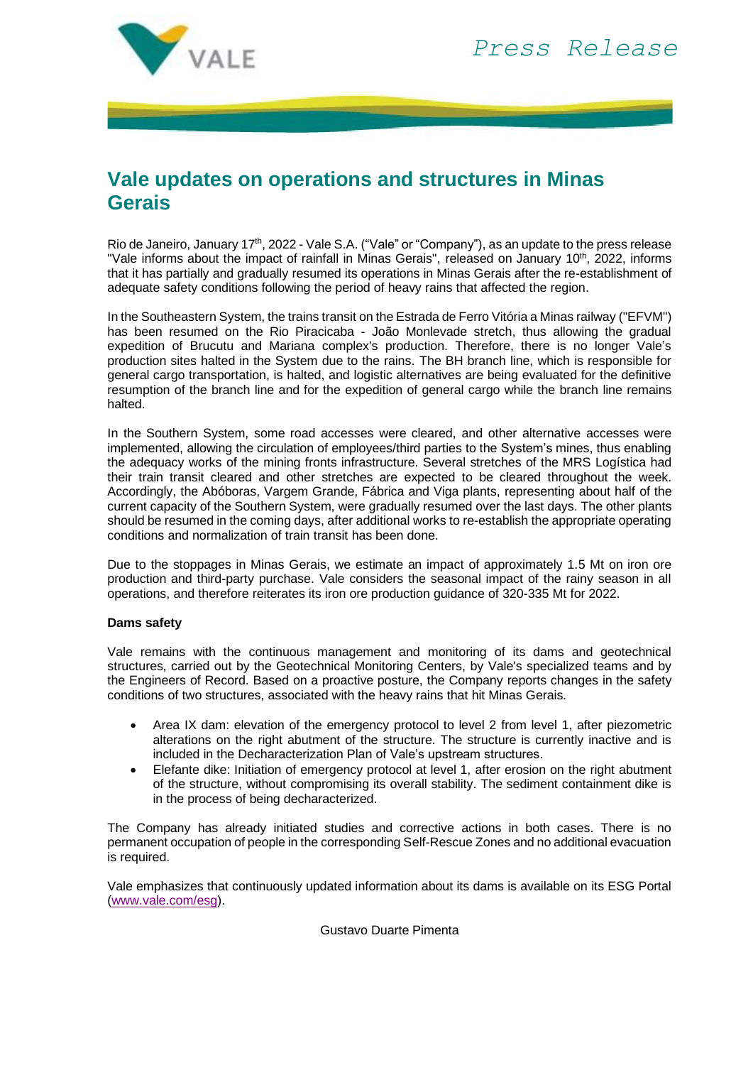# Vale updates on operations and structures in Minas Gerais

Rio de Janeiro, January 17th, 2022 - Vale S.A. ("Vale" or "Company"), as an update to the press release "Vale informs about the impact of rainfall in Minas Gerais", released on January 10th, 2022, informs that it has partially and gradually resumed its operations in Minas Gerais after the re-establishment of adequate safety conditions following the period of heavy rains that affected the region.

In the Southeastern System, the trains transit on the Estrada de Ferro Vitória a Minas railway ("EFVM") has been resumed on the Rio Piracicaba - João Monlevade stretch, thus allowing the gradual expedition of Brucutu and Mariana complex's production. Therefore, there is no longer Vale's production sites halted in the System due to the rains. The BH branch line, which is responsible for general cargo transportation, is halted, and logistic alternatives are being evaluated for the definitive resumption of the branch line and for the expedition of general cargo while the branch line remains halted.

In the Southern System, some road accesses were cleared, and other alternative accesses were implemented, allowing the circulation of employees/third parties to the System's mines, thus enabling the adequacy works of the mining fronts infrastructure. Several stretches of the MRS Logística had their train transit cleared and other stretches are expected to be cleared throughout the week. Accordingly, the Abóboras, Vargem Grande, Fábrica and Viga plants, representing about half of the current capacity of the Southern System, were gradually resumed over the last days. The other plants should be resumed in the coming days, after additional works to re-establish the appropriate operating conditions and normalization of train transit has been done.

Due to the stoppages in Minas Gerais, we estimate an impact of approximately 1.5 Mt on iron ore production and third-party purchase. Vale considers the seasonal impact of the rainy season in all operations, and therefore reiterates its iron ore production guidance of 320-335 Mt for 2022.

**Dams safety**

Vale remains with the continuous management and monitoring of its dams and geotechnical structures, carried out by the Geotechnical Monitoring Centers, by Vale's specialized teams and by the Engineers of Record. Based on a proactive posture, the Company reports changes in the safety conditions of two structures, associated with the heavy rains that hit Minas Gerais.

- Area IX dam: elevation of the emergency protocol to level 2 from level 1, after piezometric alterations on the right abutment of the structure. The structure is currently inactive and is included in the Decharacterization Plan of Vale's upstream structures.
- Elefante dike: Initiation of emergency protocol at level 1, after erosion on the right abutment of the structure, without compromising its overall stability. The sediment containment dike is in the process of being decharacterized.

The Company has already initiated studies and corrective actions in both cases. There is no permanent occupation of people in the corresponding Self-Rescue Zones and no additional evacuation is required.

Vale emphasizes that continuously updated information about its dams is available on its ESG Portal (www.vale.com/esg).

Gustavo Duarte Pimenta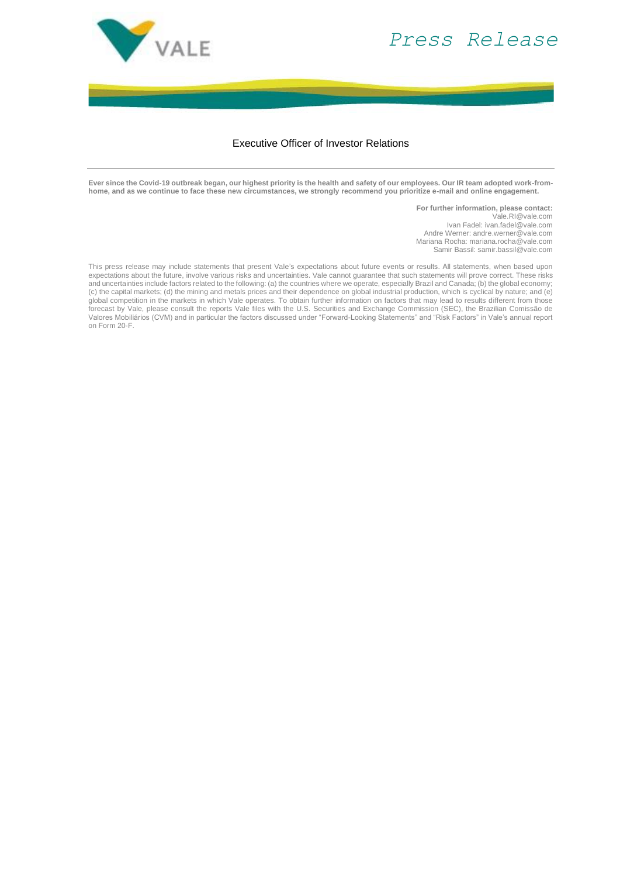Executive Officer of Investor Relations

---

**Ever since the Covid-19 outbreak began, our highest priority is the health and safety of our employees. Our IR team adopted work-from-home, and as we continue to face these new circumstances, we strongly recommend you prioritize e-mail and online engagement.**

**For further information, please contact:**
Vale.RI@vale.com
Ivan Fadel: ivan.fadel@vale.com
Andre Werner: andre.werner@vale.com
Mariana Rocha: mariana.rocha@vale.com
Samir Bassil: samir.bassil@vale.com

This press release may include statements that present Vale's expectations about future events or results. All statements, when based upon expectations about the future, involve various risks and uncertainties. Vale cannot guarantee that such statements will prove correct. These risks and uncertainties include factors related to the following: (a) the countries where we operate, especially Brazil and Canada; (b) the global economy; (c) the capital markets; (d) the mining and metals prices and their dependence on global industrial production, which is cyclical by nature; and (e) global competition in the markets in which Vale operates. To obtain further information on factors that may lead to results different from those forecast by Vale, please consult the reports Vale files with the U.S. Securities and Exchange Commission (SEC), the Brazilian Comissão de Valores Mobiliários (CVM) and in particular the factors discussed under "Forward-Looking Statements" and "Risk Factors" in Vale's annual report on Form 20-F.